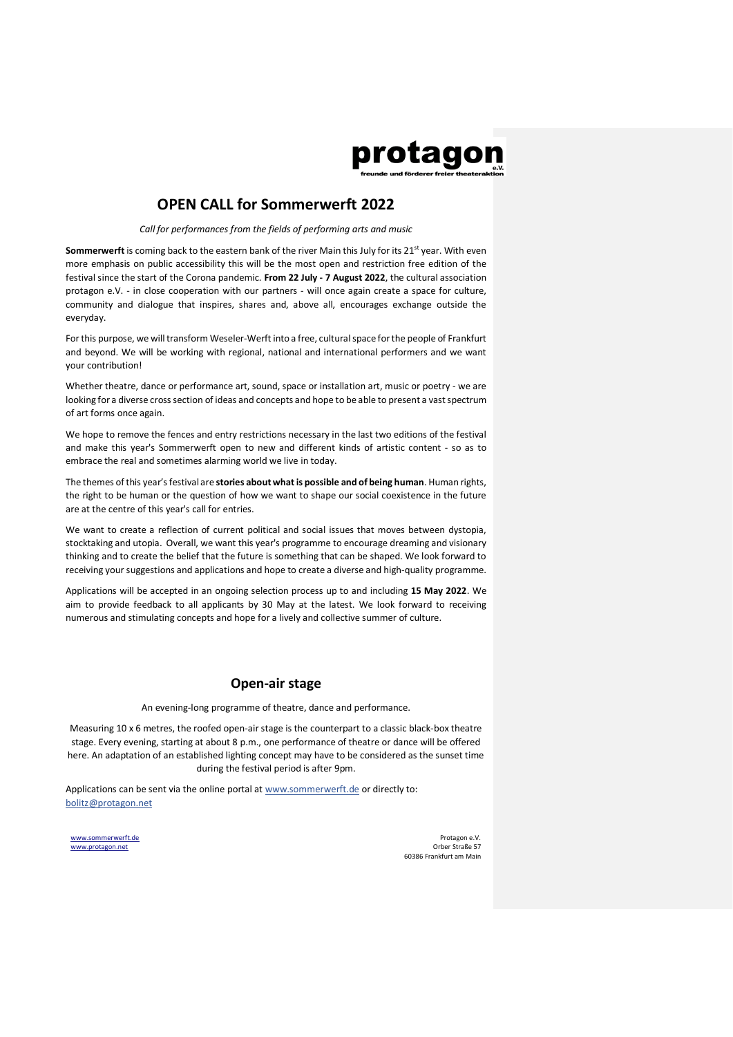protagon

e.V.

freunde und förderer freier theateraktion

# OPEN CALL for Sommerwerft 2022

*Call for performances from the fields of performing arts and music*

**Sommerwerft** is coming back to the eastern bank of the river Main this July for its 21st year. With even more emphasis on public accessibility this will be the most open and restriction free edition of the festival since the start of the Corona pandemic. **From 22 July - 7 August 2022**, the cultural association protagon e.V. - in close cooperation with our partners - will once again create a space for culture, community and dialogue that inspires, shares and, above all, encourages exchange outside the everyday.

For this purpose, we will transform Weseler-Werft into a free, cultural space for the people of Frankfurt and beyond. We will be working with regional, national and international performers and we want your contribution!

Whether theatre, dance or performance art, sound, space or installation art, music or poetry - we are looking for a diverse cross section of ideas and concepts and hope to be able to present a vast spectrum of art forms once again.

We hope to remove the fences and entry restrictions necessary in the last two editions of the festival and make this year's Sommerwerft open to new and different kinds of artistic content - so as to embrace the real and sometimes alarming world we live in today.

The themes of this year's festival are **stories about what is possible and of being human**. Human rights, the right to be human or the question of how we want to shape our social coexistence in the future are at the centre of this year's call for entries.

We want to create a reflection of current political and social issues that moves between dystopia, stocktaking and utopia. Overall, we want this year's programme to encourage dreaming and visionary thinking and to create the belief that the future is something that can be shaped. We look forward to receiving your suggestions and applications and hope to create a diverse and high-quality programme.

Applications will be accepted in an ongoing selection process up to and including **15 May 2022**. We aim to provide feedback to all applicants by 30 May at the latest. We look forward to receiving numerous and stimulating concepts and hope for a lively and collective summer of culture.

## Open-air stage

An evening-long programme of theatre, dance and performance.

Measuring 10 x 6 metres, the roofed open-air stage is the counterpart to a classic black-box theatre stage. Every evening, starting at about 8 p.m., one performance of theatre or dance will be offered here. An adaptation of an established lighting concept may have to be considered as the sunset time during the festival period is after 9pm.

Applications can be sent via the online portal at www.sommerwerft.de or directly to: bolitz@protagon.net

www.sommerwerft.de
www.protagon.net

Protagon e.V.
Orber Straße 57
60386 Frankfurt am Main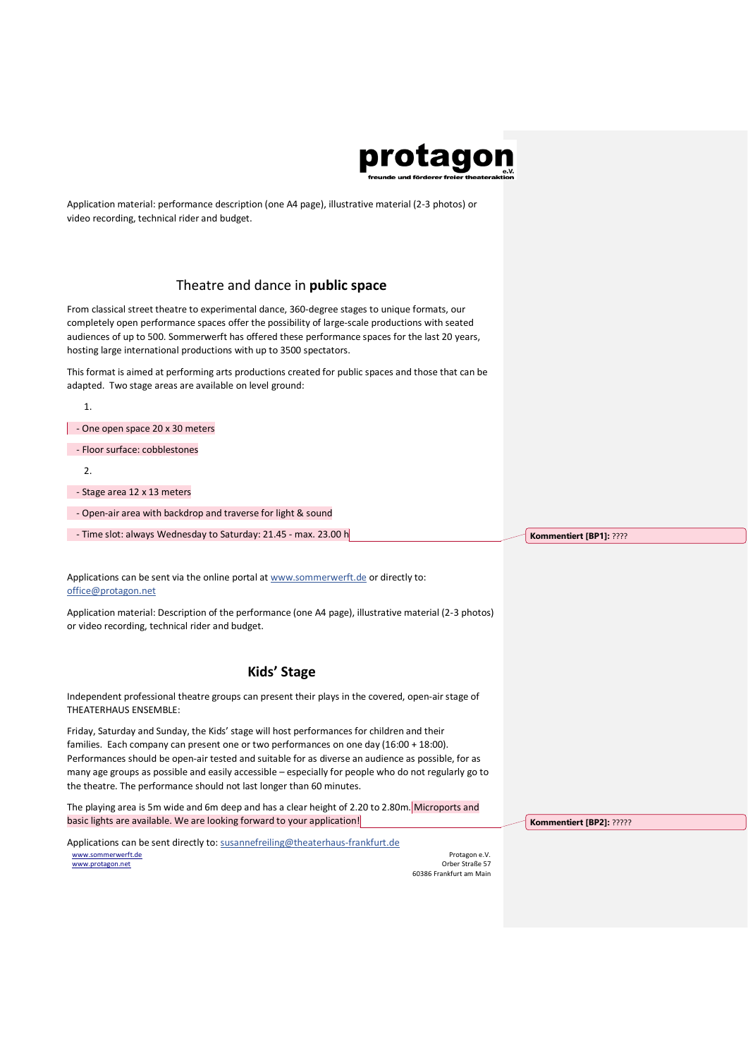Application material: performance description (one A4 page), illustrative material (2-3 photos) or video recording, technical rider and budget.

## Theatre and dance in **public space**

From classical street theatre to experimental dance, 360-degree stages to unique formats, our completely open performance spaces offer the possibility of large-scale productions with seated audiences of up to 500. Sommerwerft has offered these performance spaces for the last 20 years, hosting large international productions with up to 3500 spectators.

This format is aimed at performing arts productions created for public spaces and those that can be adapted. Two stage areas are available on level ground:

1.

- One open space 20 x 30 meters
- Floor surface: cobblestones

2.

- Stage area 12 x 13 meters
- Open-air area with backdrop and traverse for light & sound
- Time slot: always Wednesday to Saturday: 21.45 - max. 23.00 h

Kommentiert [BP1]: ????

Applications can be sent via the online portal at www.sommerwerft.de or directly to: office@protagon.net

Application material: Description of the performance (one A4 page), illustrative material (2-3 photos) or video recording, technical rider and budget.

## Kids' Stage

Independent professional theatre groups can present their plays in the covered, open-air stage of THEATERHAUS ENSEMBLE:

Friday, Saturday and Sunday, the Kids' stage will host performances for children and their families. Each company can present one or two performances on one day (16:00 + 18:00). Performances should be open-air tested and suitable for as diverse an audience as possible, for as many age groups as possible and easily accessible – especially for people who do not regularly go to the theatre. The performance should not last longer than 60 minutes.

The playing area is 5m wide and 6m deep and has a clear height of 2.20 to 2.80m. Microports and basic lights are available. We are looking forward to your application!

Kommentiert [BP2]: ?????

Applications can be sent directly to: susannefreiling@theaterhaus-frankfurt.de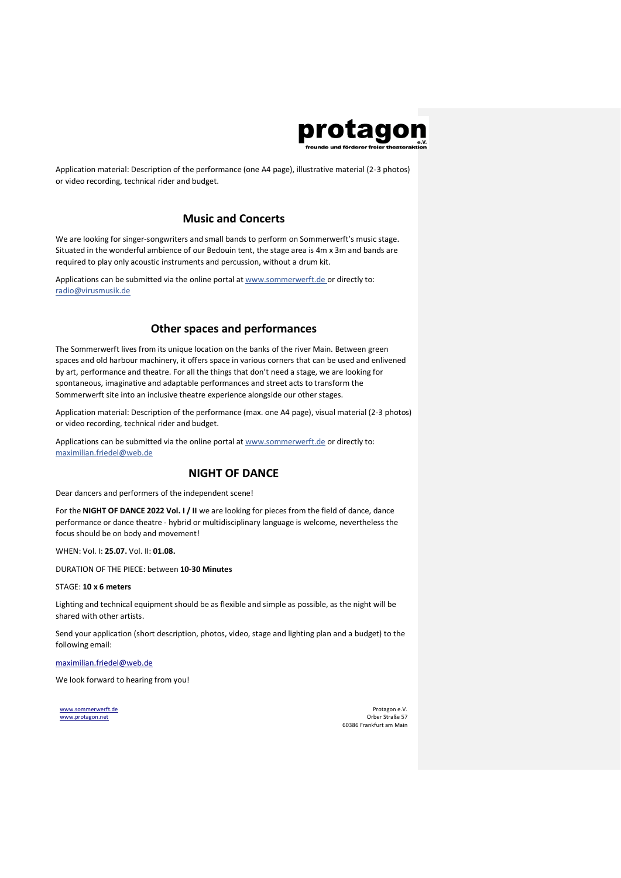Application material: Description of the performance (one A4 page), illustrative material (2-3 photos) or video recording, technical rider and budget.

## Music and Concerts

We are looking for singer-songwriters and small bands to perform on Sommerwerft's music stage. Situated in the wonderful ambience of our Bedouin tent, the stage area is 4m x 3m and bands are required to play only acoustic instruments and percussion, without a drum kit.

Applications can be submitted via the online portal at www.sommerwerft.de or directly to: radio@virusmusik.de

## Other spaces and performances

The Sommerwerft lives from its unique location on the banks of the river Main. Between green spaces and old harbour machinery, it offers space in various corners that can be used and enlivened by art, performance and theatre. For all the things that don't need a stage, we are looking for spontaneous, imaginative and adaptable performances and street acts to transform the Sommerwerft site into an inclusive theatre experience alongside our other stages.

Application material: Description of the performance (max. one A4 page), visual material (2-3 photos) or video recording, technical rider and budget.

Applications can be submitted via the online portal at www.sommerwerft.de or directly to: maximilian.friedel@web.de

## NIGHT OF DANCE

Dear dancers and performers of the independent scene!

For the **NIGHT OF DANCE 2022 Vol. I / II** we are looking for pieces from the field of dance, dance performance or dance theatre - hybrid or multidisciplinary language is welcome, nevertheless the focus should be on body and movement!

WHEN: Vol. I: **25.07.** Vol. II: **01.08.**

DURATION OF THE PIECE: between **10-30 Minutes**

STAGE: **10 x 6 meters**

Lighting and technical equipment should be as flexible and simple as possible, as the night will be shared with other artists.

Send your application (short description, photos, video, stage and lighting plan and a budget) to the following email:

maximilian.friedel@web.de

We look forward to hearing from you!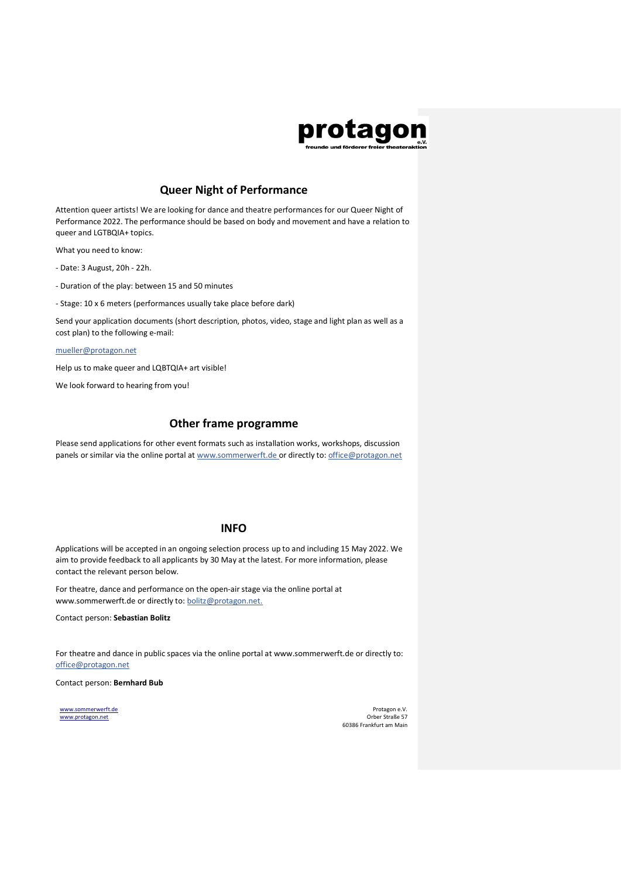protagon
e.V.
freunde und förderer freier theateraktion

## Queer Night of Performance

Attention queer artists! We are looking for dance and theatre performances for our Queer Night of Performance 2022. The performance should be based on body and movement and have a relation to queer and LGTBQIA+ topics.

What you need to know:

- Date: 3 August, 20h - 22h.

- Duration of the play: between 15 and 50 minutes

- Stage: 10 x 6 meters (performances usually take place before dark)

Send your application documents (short description, photos, video, stage and light plan as well as a cost plan) to the following e-mail:

mueller@protagon.net

Help us to make queer and LQBTQIA+ art visible!

We look forward to hearing from you!

## Other frame programme

Please send applications for other event formats such as installation works, workshops, discussion panels or similar via the online portal at www.sommerwerft.de or directly to: office@protagon.net

## INFO

Applications will be accepted in an ongoing selection process up to and including 15 May 2022. We aim to provide feedback to all applicants by 30 May at the latest. For more information, please contact the relevant person below.

For theatre, dance and performance on the open-air stage via the online portal at www.sommerwerft.de or directly to: bolitz@protagon.net.

Contact person: **Sebastian Bolitz**

For theatre and dance in public spaces via the online portal at www.sommerwerft.de or directly to: office@protagon.net

Contact person: **Bernhard Bub**

www.sommerwerft.de
www.protagon.net

Protagon e.V.
Orber Straße 57
60386 Frankfurt am Main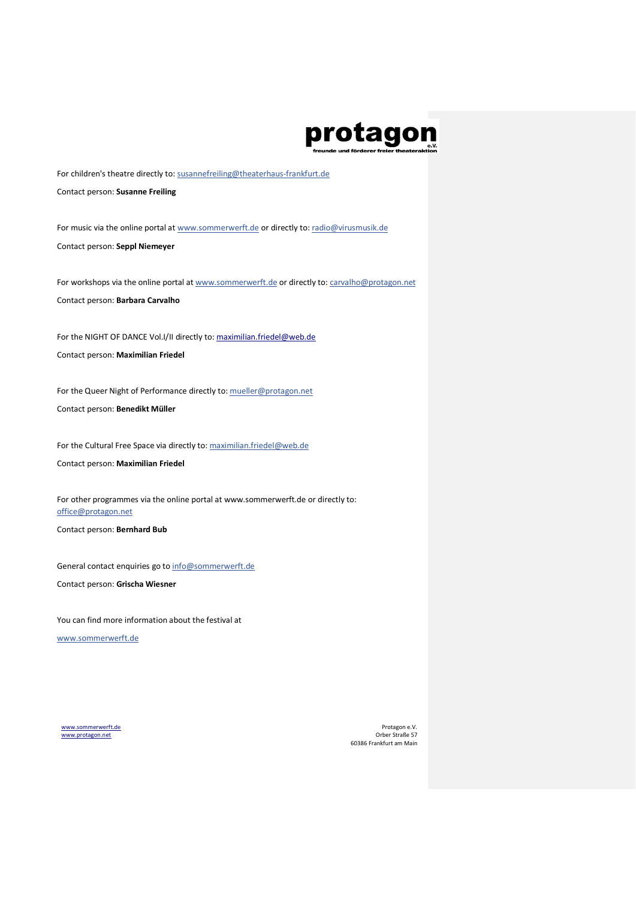For children's theatre directly to: susannefreiling@theaterhaus-frankfurt.de

Contact person: **Susanne Freiling**

For music via the online portal at www.sommerwerft.de or directly to: radio@virusmusik.de

Contact person: **Seppl Niemeyer**

For workshops via the online portal at www.sommerwerft.de or directly to: carvalho@protagon.net

Contact person: **Barbara Carvalho**

For the NIGHT OF DANCE Vol.I/II directly to: maximilian.friedel@web.de

Contact person: **Maximilian Friedel**

For the Queer Night of Performance directly to: mueller@protagon.net

Contact person: **Benedikt Müller**

For the Cultural Free Space via directly to: maximilian.friedel@web.de

Contact person: **Maximilian Friedel**

For other programmes via the online portal at www.sommerwerft.de or directly to: office@protagon.net

Contact person: **Bernhard Bub**

General contact enquiries go to info@sommerwerft.de

Contact person: **Grischa Wiesner**

You can find more information about the festival at

www.sommerwerft.de